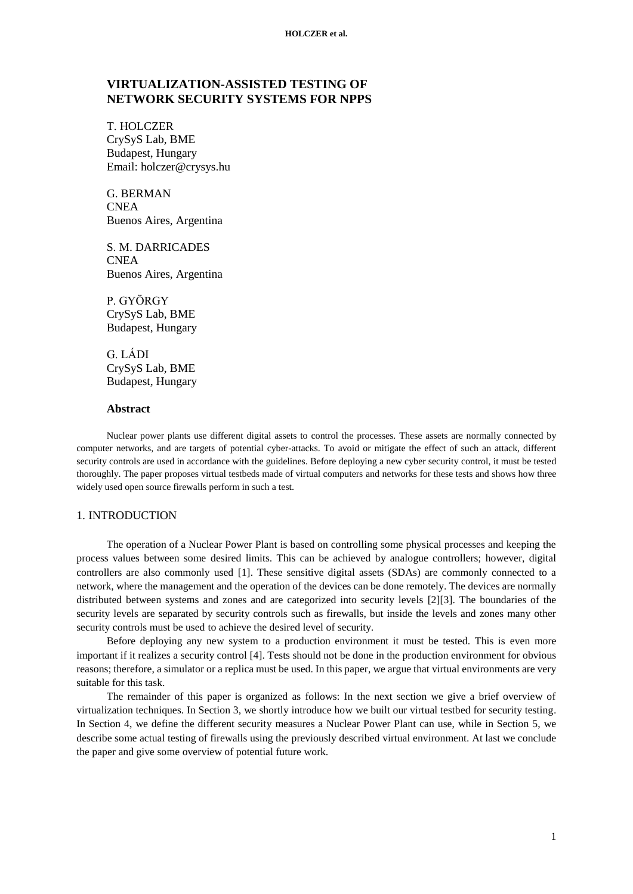# VIRTUALIZATION-ASSISTED TESTING OF NETWORK SECURITY SYSTEMS FOR NPPS

T. HOLCZER
CrySyS Lab, BME
Budapest, Hungary
Email: holczer@crysys.hu

G. BERMAN
CNEA
Buenos Aires, Argentina

S. M. DARRICADES
CNEA
Buenos Aires, Argentina

P. GYÖRGY
CrySyS Lab, BME
Budapest, Hungary

G. LÁDI
CrySyS Lab, BME
Budapest, Hungary

### Abstract

Nuclear power plants use different digital assets to control the processes. These assets are normally connected by computer networks, and are targets of potential cyber-attacks. To avoid or mitigate the effect of such an attack, different security controls are used in accordance with the guidelines. Before deploying a new cyber security control, it must be tested thoroughly. The paper proposes virtual testbeds made of virtual computers and networks for these tests and shows how three widely used open source firewalls perform in such a test.

## 1. INTRODUCTION

The operation of a Nuclear Power Plant is based on controlling some physical processes and keeping the process values between some desired limits. This can be achieved by analogue controllers; however, digital controllers are also commonly used [1]. These sensitive digital assets (SDAs) are commonly connected to a network, where the management and the operation of the devices can be done remotely. The devices are normally distributed between systems and zones and are categorized into security levels [2][3]. The boundaries of the security levels are separated by security controls such as firewalls, but inside the levels and zones many other security controls must be used to achieve the desired level of security.

Before deploying any new system to a production environment it must be tested. This is even more important if it realizes a security control [4]. Tests should not be done in the production environment for obvious reasons; therefore, a simulator or a replica must be used. In this paper, we argue that virtual environments are very suitable for this task.

The remainder of this paper is organized as follows: In the next section we give a brief overview of virtualization techniques. In Section 3, we shortly introduce how we built our virtual testbed for security testing. In Section 4, we define the different security measures a Nuclear Power Plant can use, while in Section 5, we describe some actual testing of firewalls using the previously described virtual environment. At last we conclude the paper and give some overview of potential future work.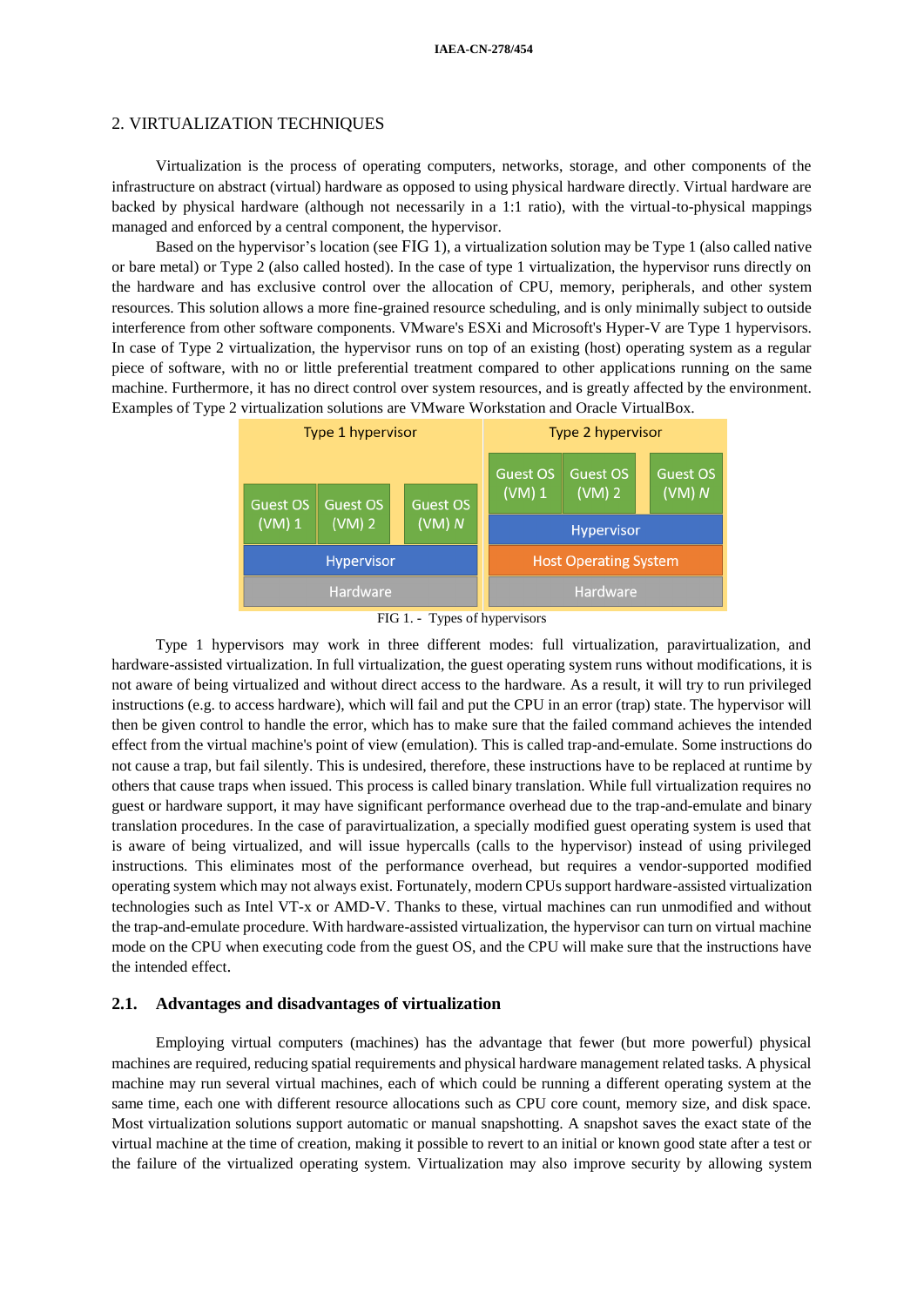## 2. VIRTUALIZATION TECHNIQUES

Virtualization is the process of operating computers, networks, storage, and other components of the infrastructure on abstract (virtual) hardware as opposed to using physical hardware directly. Virtual hardware are backed by physical hardware (although not necessarily in a 1:1 ratio), with the virtual-to-physical mappings managed and enforced by a central component, the hypervisor.

Based on the hypervisor's location (see FIG 1), a virtualization solution may be Type 1 (also called native or bare metal) or Type 2 (also called hosted). In the case of type 1 virtualization, the hypervisor runs directly on the hardware and has exclusive control over the allocation of CPU, memory, peripherals, and other system resources. This solution allows a more fine-grained resource scheduling, and is only minimally subject to outside interference from other software components. VMware's ESXi and Microsoft's Hyper-V are Type 1 hypervisors. In case of Type 2 virtualization, the hypervisor runs on top of an existing (host) operating system as a regular piece of software, with no or little preferential treatment compared to other applications running on the same machine. Furthermore, it has no direct control over system resources, and is greatly affected by the environment. Examples of Type 2 virtualization solutions are VMware Workstation and Oracle VirtualBox.

FIG 1. - Types of hypervisors

Type 1 hypervisors may work in three different modes: full virtualization, paravirtualization, and hardware-assisted virtualization. In full virtualization, the guest operating system runs without modifications, it is not aware of being virtualized and without direct access to the hardware. As a result, it will try to run privileged instructions (e.g. to access hardware), which will fail and put the CPU in an error (trap) state. The hypervisor will then be given control to handle the error, which has to make sure that the failed command achieves the intended effect from the virtual machine's point of view (emulation). This is called trap-and-emulate. Some instructions do not cause a trap, but fail silently. This is undesired, therefore, these instructions have to be replaced at runtime by others that cause traps when issued. This process is called binary translation. While full virtualization requires no guest or hardware support, it may have significant performance overhead due to the trap-and-emulate and binary translation procedures. In the case of paravirtualization, a specially modified guest operating system is used that is aware of being virtualized, and will issue hypercalls (calls to the hypervisor) instead of using privileged instructions. This eliminates most of the performance overhead, but requires a vendor-supported modified operating system which may not always exist. Fortunately, modern CPUs support hardware-assisted virtualization technologies such as Intel VT-x or AMD-V. Thanks to these, virtual machines can run unmodified and without the trap-and-emulate procedure. With hardware-assisted virtualization, the hypervisor can turn on virtual machine mode on the CPU when executing code from the guest OS, and the CPU will make sure that the instructions have the intended effect.

### 2.1. Advantages and disadvantages of virtualization

Employing virtual computers (machines) has the advantage that fewer (but more powerful) physical machines are required, reducing spatial requirements and physical hardware management related tasks. A physical machine may run several virtual machines, each of which could be running a different operating system at the same time, each one with different resource allocations such as CPU core count, memory size, and disk space. Most virtualization solutions support automatic or manual snapshotting. A snapshot saves the exact state of the virtual machine at the time of creation, making it possible to revert to an initial or known good state after a test or the failure of the virtualized operating system. Virtualization may also improve security by allowing system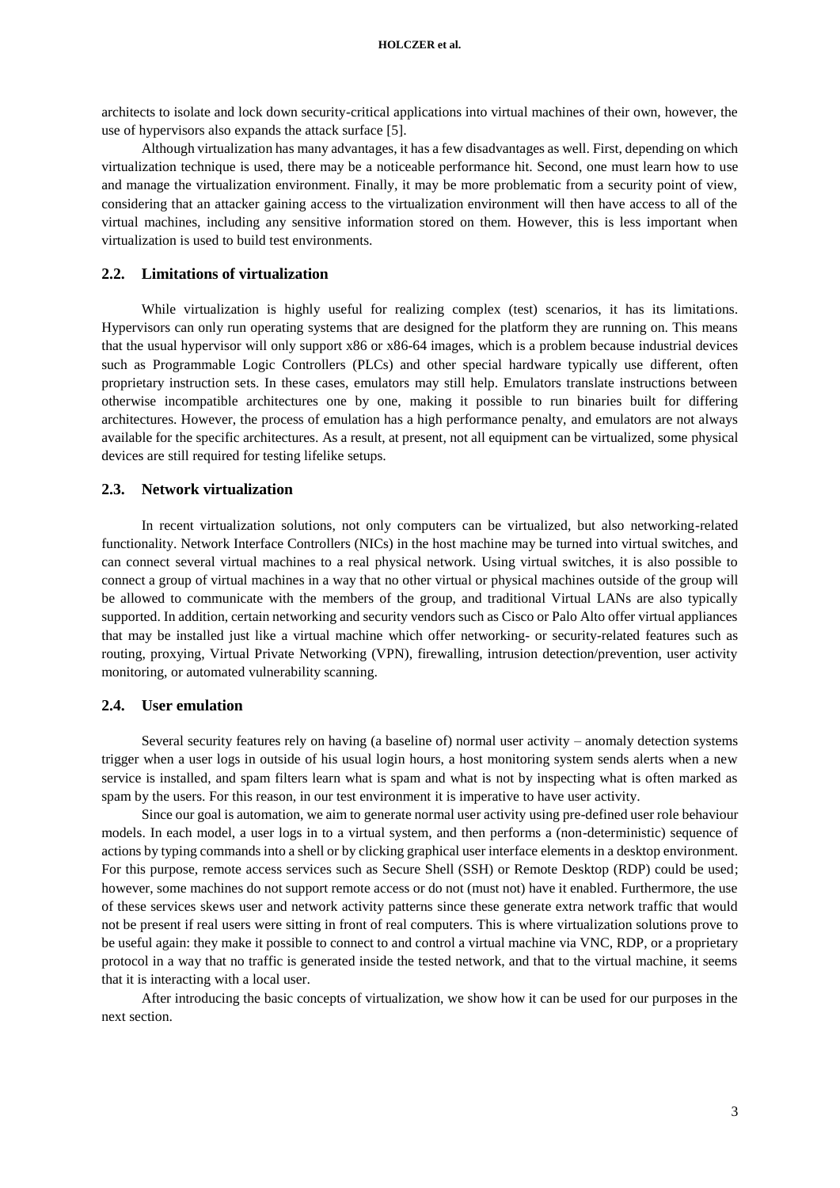architects to isolate and lock down security-critical applications into virtual machines of their own, however, the use of hypervisors also expands the attack surface [5].

Although virtualization has many advantages, it has a few disadvantages as well. First, depending on which virtualization technique is used, there may be a noticeable performance hit. Second, one must learn how to use and manage the virtualization environment. Finally, it may be more problematic from a security point of view, considering that an attacker gaining access to the virtualization environment will then have access to all of the virtual machines, including any sensitive information stored on them. However, this is less important when virtualization is used to build test environments.

## 2.2. Limitations of virtualization

While virtualization is highly useful for realizing complex (test) scenarios, it has its limitations. Hypervisors can only run operating systems that are designed for the platform they are running on. This means that the usual hypervisor will only support x86 or x86-64 images, which is a problem because industrial devices such as Programmable Logic Controllers (PLCs) and other special hardware typically use different, often proprietary instruction sets. In these cases, emulators may still help. Emulators translate instructions between otherwise incompatible architectures one by one, making it possible to run binaries built for differing architectures. However, the process of emulation has a high performance penalty, and emulators are not always available for the specific architectures. As a result, at present, not all equipment can be virtualized, some physical devices are still required for testing lifelike setups.

## 2.3. Network virtualization

In recent virtualization solutions, not only computers can be virtualized, but also networking-related functionality. Network Interface Controllers (NICs) in the host machine may be turned into virtual switches, and can connect several virtual machines to a real physical network. Using virtual switches, it is also possible to connect a group of virtual machines in a way that no other virtual or physical machines outside of the group will be allowed to communicate with the members of the group, and traditional Virtual LANs are also typically supported. In addition, certain networking and security vendors such as Cisco or Palo Alto offer virtual appliances that may be installed just like a virtual machine which offer networking- or security-related features such as routing, proxying, Virtual Private Networking (VPN), firewalling, intrusion detection/prevention, user activity monitoring, or automated vulnerability scanning.

## 2.4. User emulation

Several security features rely on having (a baseline of) normal user activity – anomaly detection systems trigger when a user logs in outside of his usual login hours, a host monitoring system sends alerts when a new service is installed, and spam filters learn what is spam and what is not by inspecting what is often marked as spam by the users. For this reason, in our test environment it is imperative to have user activity.

Since our goal is automation, we aim to generate normal user activity using pre-defined user role behaviour models. In each model, a user logs in to a virtual system, and then performs a (non-deterministic) sequence of actions by typing commands into a shell or by clicking graphical user interface elements in a desktop environment. For this purpose, remote access services such as Secure Shell (SSH) or Remote Desktop (RDP) could be used; however, some machines do not support remote access or do not (must not) have it enabled. Furthermore, the use of these services skews user and network activity patterns since these generate extra network traffic that would not be present if real users were sitting in front of real computers. This is where virtualization solutions prove to be useful again: they make it possible to connect to and control a virtual machine via VNC, RDP, or a proprietary protocol in a way that no traffic is generated inside the tested network, and that to the virtual machine, it seems that it is interacting with a local user.

After introducing the basic concepts of virtualization, we show how it can be used for our purposes in the next section.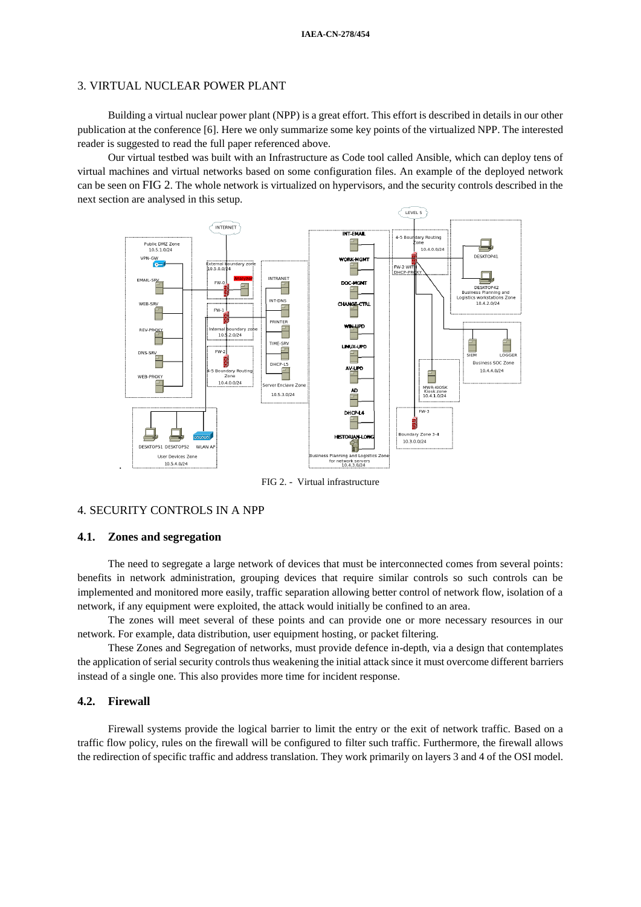## 3. VIRTUAL NUCLEAR POWER PLANT

Building a virtual nuclear power plant (NPP) is a great effort. This effort is described in details in our other publication at the conference [6]. Here we only summarize some key points of the virtualized NPP. The interested reader is suggested to read the full paper referenced above.

Our virtual testbed was built with an Infrastructure as Code tool called Ansible, which can deploy tens of virtual machines and virtual networks based on some configuration files. An example of the deployed network can be seen on FIG 2. The whole network is virtualized on hypervisors, and the security controls described in the next section are analysed in this setup.

FIG 2. - Virtual infrastructure

## 4. SECURITY CONTROLS IN A NPP

### 4.1. Zones and segregation

The need to segregate a large network of devices that must be interconnected comes from several points: benefits in network administration, grouping devices that require similar controls so such controls can be implemented and monitored more easily, traffic separation allowing better control of network flow, isolation of a network, if any equipment were exploited, the attack would initially be confined to an area.

The zones will meet several of these points and can provide one or more necessary resources in our network. For example, data distribution, user equipment hosting, or packet filtering.

These Zones and Segregation of networks, must provide defence in-depth, via a design that contemplates the application of serial security controls thus weakening the initial attack since it must overcome different barriers instead of a single one. This also provides more time for incident response.

### 4.2. Firewall

Firewall systems provide the logical barrier to limit the entry or the exit of network traffic. Based on a traffic flow policy, rules on the firewall will be configured to filter such traffic. Furthermore, the firewall allows the redirection of specific traffic and address translation. They work primarily on layers 3 and 4 of the OSI model.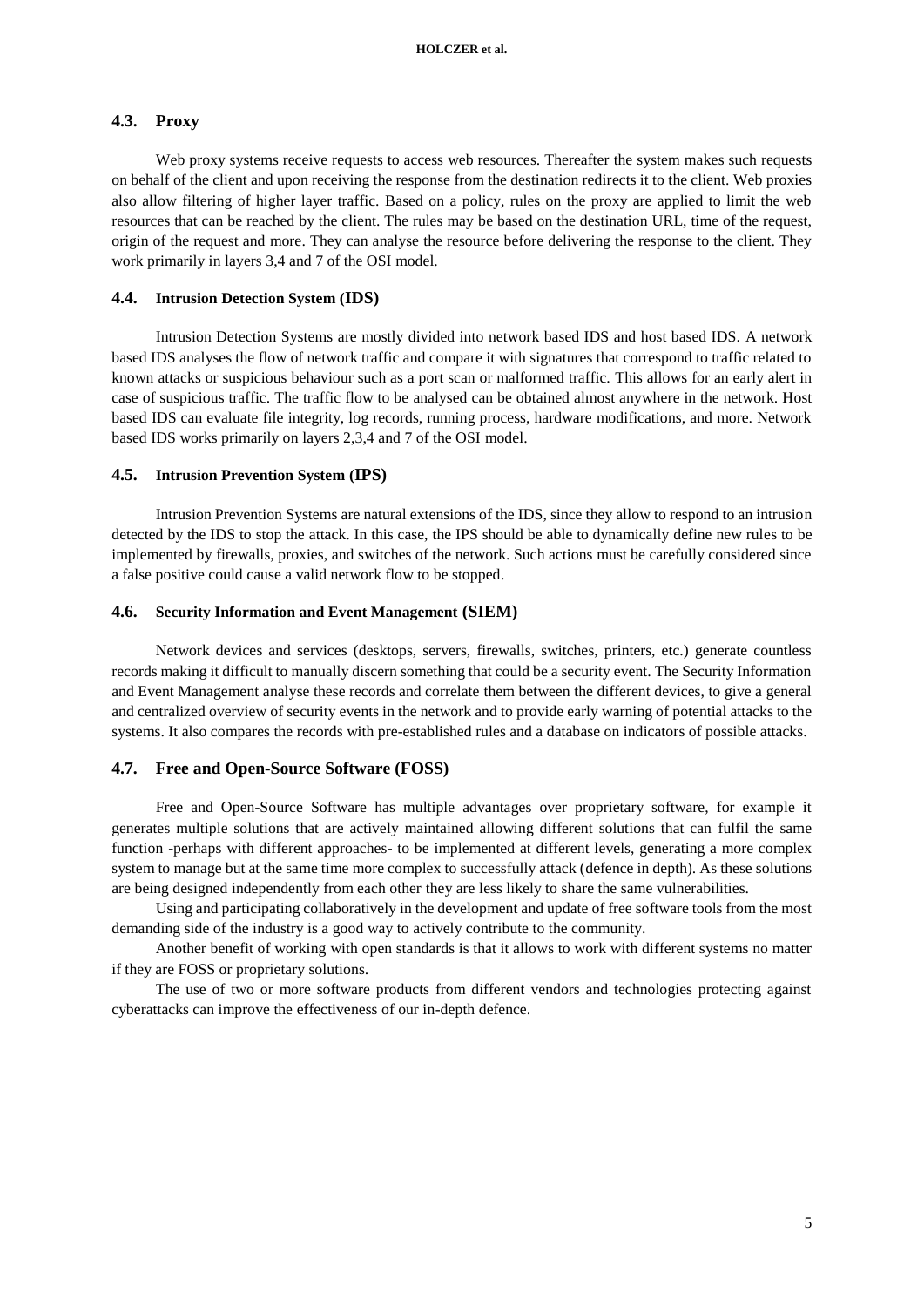### 4.3. Proxy

Web proxy systems receive requests to access web resources. Thereafter the system makes such requests on behalf of the client and upon receiving the response from the destination redirects it to the client. Web proxies also allow filtering of higher layer traffic. Based on a policy, rules on the proxy are applied to limit the web resources that can be reached by the client. The rules may be based on the destination URL, time of the request, origin of the request and more. They can analyse the resource before delivering the response to the client. They work primarily in layers 3,4 and 7 of the OSI model.

### 4.4. Intrusion Detection System (IDS)

Intrusion Detection Systems are mostly divided into network based IDS and host based IDS. A network based IDS analyses the flow of network traffic and compare it with signatures that correspond to traffic related to known attacks or suspicious behaviour such as a port scan or malformed traffic. This allows for an early alert in case of suspicious traffic. The traffic flow to be analysed can be obtained almost anywhere in the network. Host based IDS can evaluate file integrity, log records, running process, hardware modifications, and more. Network based IDS works primarily on layers 2,3,4 and 7 of the OSI model.

### 4.5. Intrusion Prevention System (IPS)

Intrusion Prevention Systems are natural extensions of the IDS, since they allow to respond to an intrusion detected by the IDS to stop the attack. In this case, the IPS should be able to dynamically define new rules to be implemented by firewalls, proxies, and switches of the network. Such actions must be carefully considered since a false positive could cause a valid network flow to be stopped.

### 4.6. Security Information and Event Management (SIEM)

Network devices and services (desktops, servers, firewalls, switches, printers, etc.) generate countless records making it difficult to manually discern something that could be a security event. The Security Information and Event Management analyse these records and correlate them between the different devices, to give a general and centralized overview of security events in the network and to provide early warning of potential attacks to the systems. It also compares the records with pre-established rules and a database on indicators of possible attacks.

### 4.7. Free and Open-Source Software (FOSS)

Free and Open-Source Software has multiple advantages over proprietary software, for example it generates multiple solutions that are actively maintained allowing different solutions that can fulfil the same function -perhaps with different approaches- to be implemented at different levels, generating a more complex system to manage but at the same time more complex to successfully attack (defence in depth). As these solutions are being designed independently from each other they are less likely to share the same vulnerabilities.

Using and participating collaboratively in the development and update of free software tools from the most demanding side of the industry is a good way to actively contribute to the community.

Another benefit of working with open standards is that it allows to work with different systems no matter if they are FOSS or proprietary solutions.

The use of two or more software products from different vendors and technologies protecting against cyberattacks can improve the effectiveness of our in-depth defence.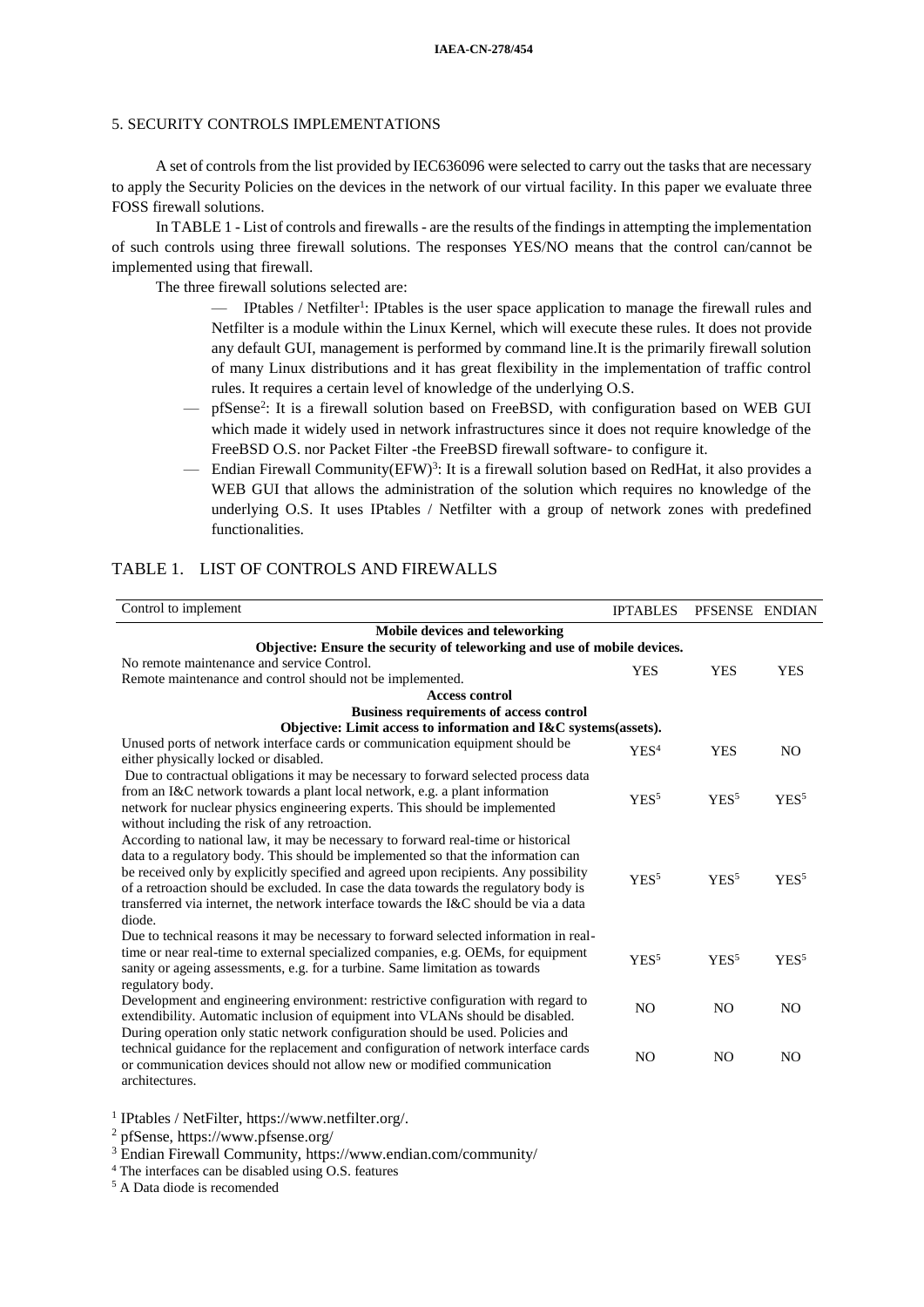## 5. SECURITY CONTROLS IMPLEMENTATIONS

A set of controls from the list provided by IEC636096 were selected to carry out the tasks that are necessary to apply the Security Policies on the devices in the network of our virtual facility. In this paper we evaluate three FOSS firewall solutions.

In TABLE 1 - List of controls and firewalls - are the results of the findings in attempting the implementation of such controls using three firewall solutions. The responses YES/NO means that the control can/cannot be implemented using that firewall.

The three firewall solutions selected are:

- IPtables / Netfilter[1]: IPtables is the user space application to manage the firewall rules and Netfilter is a module within the Linux Kernel, which will execute these rules. It does not provide any default GUI, management is performed by command line.It is the primarily firewall solution of many Linux distributions and it has great flexibility in the implementation of traffic control rules. It requires a certain level of knowledge of the underlying O.S.
- pfSense[2]: It is a firewall solution based on FreeBSD, with configuration based on WEB GUI which made it widely used in network infrastructures since it does not require knowledge of the FreeBSD O.S. nor Packet Filter -the FreeBSD firewall software- to configure it.
- Endian Firewall Community(EFW)[3]: It is a firewall solution based on RedHat, it also provides a WEB GUI that allows the administration of the solution which requires no knowledge of the underlying O.S. It uses IPtables / Netfilter with a group of network zones with predefined functionalities.

TABLE 1. LIST OF CONTROLS AND FIREWALLS

| Control to implement | IPTABLES | PFSENSE | ENDIAN |
|---|---|---|---|
| **Mobile devices and teleworking** | | | |
| **Objective: Ensure the security of teleworking and use of mobile devices.** | | | |
| No remote maintenance and service Control. Remote maintenance and control should not be implemented. | YES | YES | YES |
| **Access control** | | | |
| **Business requirements of access control** | | | |
| **Objective: Limit access to information and I&C systems(assets).** | | | |
| Unused ports of network interface cards or communication equipment should be either physically locked or disabled. | YES[4] | YES | NO |
| Due to contractual obligations it may be necessary to forward selected process data from an I&C network towards a plant local network, e.g. a plant information network for nuclear physics engineering experts. This should be implemented without including the risk of any retroaction. | YES[5] | YES[5] | YES[5] |
| According to national law, it may be necessary to forward real-time or historical data to a regulatory body. This should be implemented so that the information can be received only by explicitly specified and agreed upon recipients. Any possibility of a retroaction should be excluded. In case the data towards the regulatory body is transferred via internet, the network interface towards the I&C should be via a data diode. | YES[5] | YES[5] | YES[5] |
| Due to technical reasons it may be necessary to forward selected information in real-time or near real-time to external specialized companies, e.g. OEMs, for equipment sanity or ageing assessments, e.g. for a turbine. Same limitation as towards regulatory body. | YES[5] | YES[5] | YES[5] |
| Development and engineering environment: restrictive configuration with regard to extendibility. Automatic inclusion of equipment into VLANs should be disabled. | NO | NO | NO |
| During operation only static network configuration should be used. Policies and technical guidance for the replacement and configuration of network interface cards or communication devices should not allow new or modified communication architectures. | NO | NO | NO |

[1] IPtables / NetFilter, https://www.netfilter.org/.

[2] pfSense, https://www.pfsense.org/

[3] Endian Firewall Community, https://www.endian.com/community/

[4] The interfaces can be disabled using O.S. features

[5] A Data diode is recomended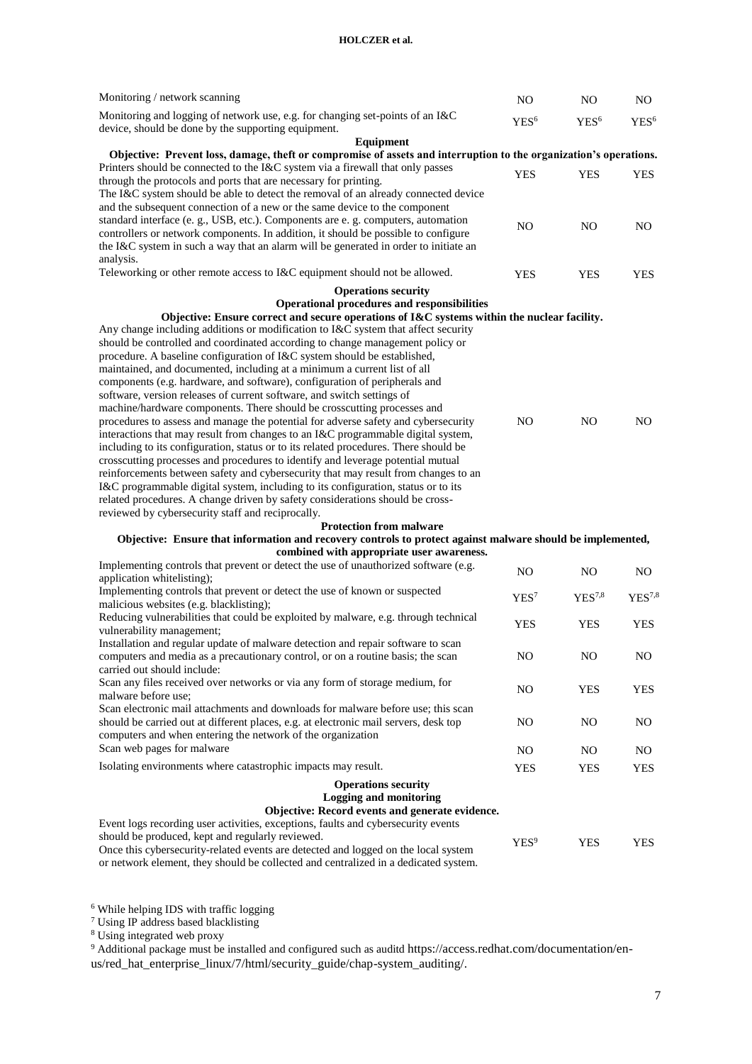| | | | |
|---|---|---|---|
| Monitoring / network scanning | NO | NO | NO |
| Monitoring and logging of network use, e.g. for changing set-points of an I&C device, should be done by the supporting equipment. | YES[6] | YES[6] | YES[6] |
| **Equipment** | | | |
| **Objective: Prevent loss, damage, theft or compromise of assets and interruption to the organization's operations.** | | | |
| Printers should be connected to the I&C system via a firewall that only passes through the protocols and ports that are necessary for printing. | YES | YES | YES |
| The I&C system should be able to detect the removal of an already connected device and the subsequent connection of a new or the same device to the component standard interface (e. g., USB, etc.). Components are e. g. computers, automation controllers or network components. In addition, it should be possible to configure the I&C system in such a way that an alarm will be generated in order to initiate an analysis. | NO | NO | NO |
| Teleworking or other remote access to I&C equipment should not be allowed. | YES | YES | YES |
| **Operations security** | | | |
| **Operational procedures and responsibilities** | | | |
| **Objective: Ensure correct and secure operations of I&C systems within the nuclear facility.** | | | |
| Any change including additions or modification to I&C system that affect security should be controlled and coordinated according to change management policy or procedure. A baseline configuration of I&C system should be established, maintained, and documented, including at a minimum a current list of all components (e.g. hardware, and software), configuration of peripherals and software, version releases of current software, and switch settings of machine/hardware components. There should be crosscutting processes and procedures to assess and manage the potential for adverse safety and cybersecurity interactions that may result from changes to an I&C programmable digital system, including to its configuration, status or to its related procedures. There should be crosscutting processes and procedures to identify and leverage potential mutual reinforcements between safety and cybersecurity that may result from changes to an I&C programmable digital system, including to its configuration, status or to its related procedures. A change driven by safety considerations should be cross-reviewed by cybersecurity staff and reciprocally. | NO | NO | NO |
| **Protection from malware** | | | |
| **Objective: Ensure that information and recovery controls to protect against malware should be implemented, combined with appropriate user awareness.** | | | |
| Implementing controls that prevent or detect the use of unauthorized software (e.g. application whitelisting); | NO | NO | NO |
| Implementing controls that prevent or detect the use of known or suspected malicious websites (e.g. blacklisting); | YES[7] | YES[7,8] | YES[7,8] |
| Reducing vulnerabilities that could be exploited by malware, e.g. through technical vulnerability management; | YES | YES | YES |
| Installation and regular update of malware detection and repair software to scan computers and media as a precautionary control, or on a routine basis; the scan carried out should include: | NO | NO | NO |
| Scan any files received over networks or via any form of storage medium, for malware before use; | NO | YES | YES |
| Scan electronic mail attachments and downloads for malware before use; this scan should be carried out at different places, e.g. at electronic mail servers, desk top computers and when entering the network of the organization | NO | NO | NO |
| Scan web pages for malware | NO | NO | NO |
| Isolating environments where catastrophic impacts may result. | YES | YES | YES |
| **Operations security** | | | |
| **Logging and monitoring** | | | |
| **Objective: Record events and generate evidence.** | | | |
| Event logs recording user activities, exceptions, faults and cybersecurity events should be produced, kept and regularly reviewed. Once this cybersecurity-related events are detected and logged on the local system or network element, they should be collected and centralized in a dedicated system. | YES[9] | YES | YES |

[6] While helping IDS with traffic logging

[7] Using IP address based blacklisting

[8] Using integrated web proxy

[9] Additional package must be installed and configured such as auditd https://access.redhat.com/documentation/en-us/red_hat_enterprise_linux/7/html/security_guide/chap-system_auditing/.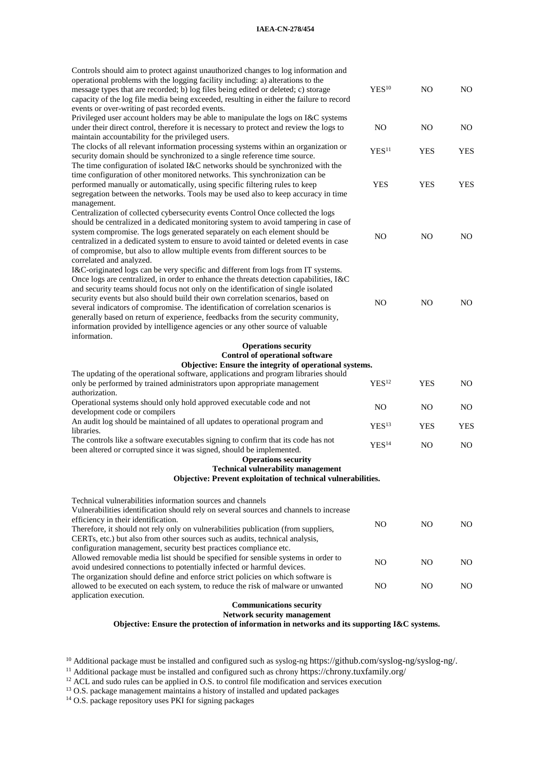| | | | |
|---|---|---|---|
| Controls should aim to protect against unauthorized changes to log information and operational problems with the logging facility including: a) alterations to the message types that are recorded; b) log files being edited or deleted; c) storage capacity of the log file media being exceeded, resulting in either the failure to record events or over-writing of past recorded events. | YES[10] | NO | NO |
| Privileged user account holders may be able to manipulate the logs on I&C systems under their direct control, therefore it is necessary to protect and review the logs to maintain accountability for the privileged users. | NO | NO | NO |
| The clocks of all relevant information processing systems within an organization or security domain should be synchronized to a single reference time source. | YES[11] | YES | YES |
| The time configuration of isolated I&C networks should be synchronized with the time configuration of other monitored networks. This synchronization can be performed manually or automatically, using specific filtering rules to keep segregation between the networks. Tools may be used also to keep accuracy in time management. | YES | YES | YES |
| Centralization of collected cybersecurity events Control Once collected the logs should be centralized in a dedicated monitoring system to avoid tampering in case of system compromise. The logs generated separately on each element should be centralized in a dedicated system to ensure to avoid tainted or deleted events in case of compromise, but also to allow multiple events from different sources to be correlated and analyzed. | NO | NO | NO |
| I&C-originated logs can be very specific and different from logs from IT systems. Once logs are centralized, in order to enhance the threats detection capabilities, I&C and security teams should focus not only on the identification of single isolated security events but also should build their own correlation scenarios, based on several indicators of compromise. The identification of correlation scenarios is generally based on return of experience, feedbacks from the security community, information provided by intelligence agencies or any other source of valuable information. | NO | NO | NO |
| **Operations security**<br>**Control of operational software**<br>**Objective: Ensure the integrity of operational systems.** | | | |
| The updating of the operational software, applications and program libraries should only be performed by trained administrators upon appropriate management authorization. | YES[12] | YES | NO |
| Operational systems should only hold approved executable code and not development code or compilers | NO | NO | NO |
| An audit log should be maintained of all updates to operational program and libraries. | YES[13] | YES | YES |
| The controls like a software executables signing to confirm that its code has not been altered or corrupted since it was signed, should be implemented. | YES[14] | NO | NO |
| **Operations security**<br>**Technical vulnerability management**<br>**Objective: Prevent exploitation of technical vulnerabilities.** | | | |
| Technical vulnerabilities information sources and channels<br>Vulnerabilities identification should rely on several sources and channels to increase efficiency in their identification.<br>Therefore, it should not rely only on vulnerabilities publication (from suppliers, CERTs, etc.) but also from other sources such as audits, technical analysis, configuration management, security best practices compliance etc. | NO | NO | NO |
| Allowed removable media list should be specified for sensible systems in order to avoid undesired connections to potentially infected or harmful devices. | NO | NO | NO |
| The organization should define and enforce strict policies on which software is allowed to be executed on each system, to reduce the risk of malware or unwanted application execution. | NO | NO | NO |
| **Communications security**<br>**Network security management**<br>**Objective: Ensure the protection of information in networks and its supporting I&C systems.** | | | |

[10] Additional package must be installed and configured such as syslog-ng https://github.com/syslog-ng/syslog-ng/.

[11] Additional package must be installed and configured such as chrony https://chrony.tuxfamily.org/

[12] ACL and sudo rules can be applied in O.S. to control file modification and services execution

[13] O.S. package management maintains a history of installed and updated packages

[14] O.S. package repository uses PKI for signing packages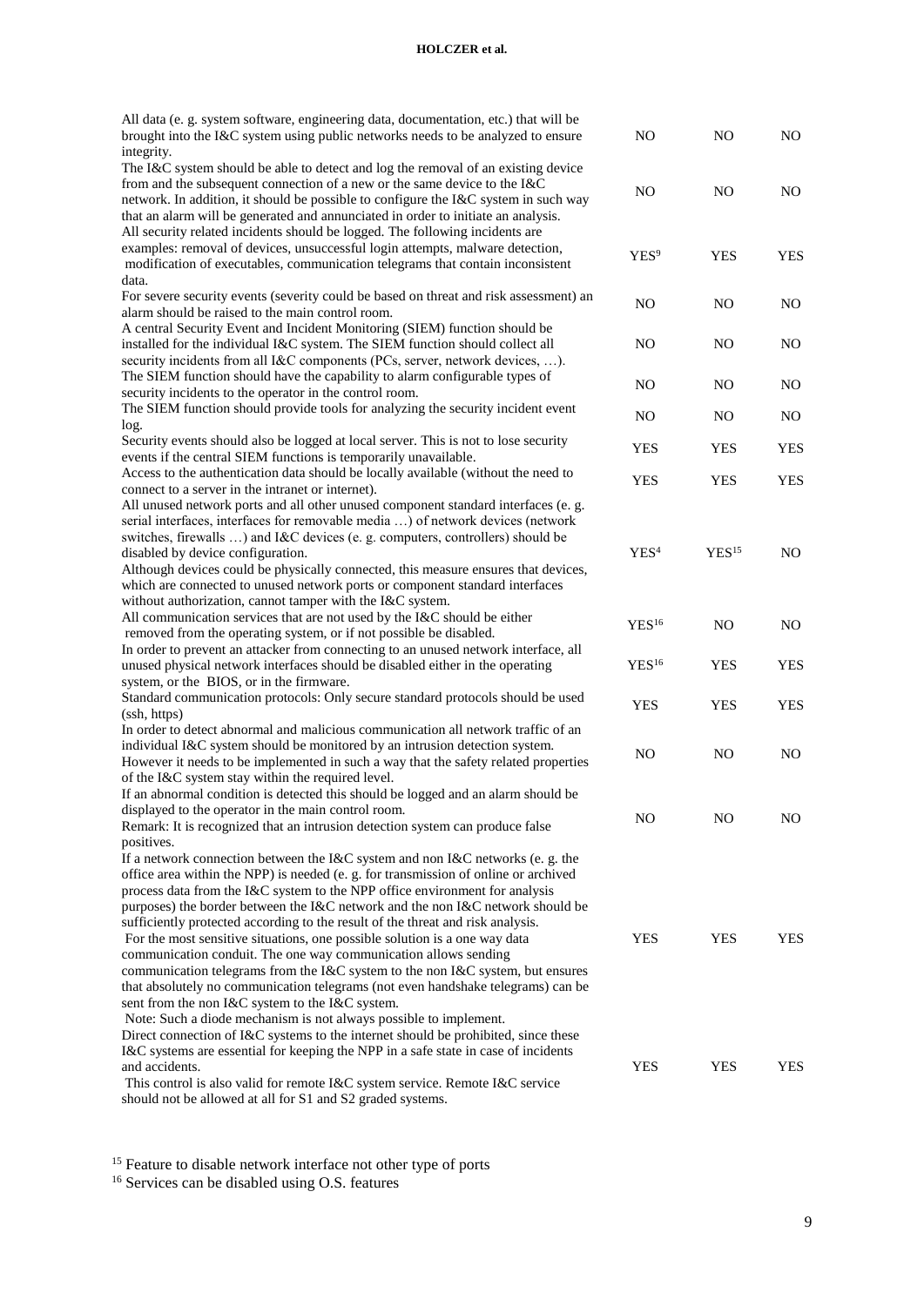| | | | |
|---|---|---|---|
| All data (e. g. system software, engineering data, documentation, etc.) that will be brought into the I&C system using public networks needs to be analyzed to ensure integrity. | NO | NO | NO |
| The I&C system should be able to detect and log the removal of an existing device from and the subsequent connection of a new or the same device to the I&C network. In addition, it should be possible to configure the I&C system in such way that an alarm will be generated and annunciated in order to initiate an analysis. | NO | NO | NO |
| All security related incidents should be logged. The following incidents are examples: removal of devices, unsuccessful login attempts, malware detection, modification of executables, communication telegrams that contain inconsistent data. | YES[9] | YES | YES |
| For severe security events (severity could be based on threat and risk assessment) an alarm should be raised to the main control room. | NO | NO | NO |
| A central Security Event and Incident Monitoring (SIEM) function should be installed for the individual I&C system. The SIEM function should collect all security incidents from all I&C components (PCs, server, network devices, …). | NO | NO | NO |
| The SIEM function should have the capability to alarm configurable types of security incidents to the operator in the control room. | NO | NO | NO |
| The SIEM function should provide tools for analyzing the security incident event log. | NO | NO | NO |
| Security events should also be logged at local server. This is not to lose security events if the central SIEM functions is temporarily unavailable. | YES | YES | YES |
| Access to the authentication data should be locally available (without the need to connect to a server in the intranet or internet). | YES | YES | YES |
| All unused network ports and all other unused component standard interfaces (e. g. serial interfaces, interfaces for removable media …) of network devices (network switches, firewalls …) and I&C devices (e. g. computers, controllers) should be disabled by device configuration. Although devices could be physically connected, this measure ensures that devices, which are connected to unused network ports or component standard interfaces without authorization, cannot tamper with the I&C system. | YES[4] | YES[15] | NO |
| All communication services that are not used by the I&C should be either removed from the operating system, or if not possible be disabled. | YES[16] | NO | NO |
| In order to prevent an attacker from connecting to an unused network interface, all unused physical network interfaces should be disabled either in the operating system, or the BIOS, or in the firmware. | YES[16] | YES | YES |
| Standard communication protocols: Only secure standard protocols should be used (ssh, https) | YES | YES | YES |
| In order to detect abnormal and malicious communication all network traffic of an individual I&C system should be monitored by an intrusion detection system. However it needs to be implemented in such a way that the safety related properties of the I&C system stay within the required level. | NO | NO | NO |
| If an abnormal condition is detected this should be logged and an alarm should be displayed to the operator in the main control room. Remark: It is recognized that an intrusion detection system can produce false positives. | NO | NO | NO |
| If a network connection between the I&C system and non I&C networks (e. g. the office area within the NPP) is needed (e. g. for transmission of online or archived process data from the I&C system to the NPP office environment for analysis purposes) the border between the I&C network and the non I&C network should be sufficiently protected according to the result of the threat and risk analysis. For the most sensitive situations, one possible solution is a one way data communication conduit. The one way communication allows sending communication telegrams from the I&C system to the non I&C system, but ensures that absolutely no communication telegrams (not even handshake telegrams) can be sent from the non I&C system to the I&C system. Note: Such a diode mechanism is not always possible to implement. | YES | YES | YES |
| Direct connection of I&C systems to the internet should be prohibited, since these I&C systems are essential for keeping the NPP in a safe state in case of incidents and accidents. This control is also valid for remote I&C system service. Remote I&C service should not be allowed at all for S1 and S2 graded systems. | YES | YES | YES |

[15] Feature to disable network interface not other type of ports

[16] Services can be disabled using O.S. features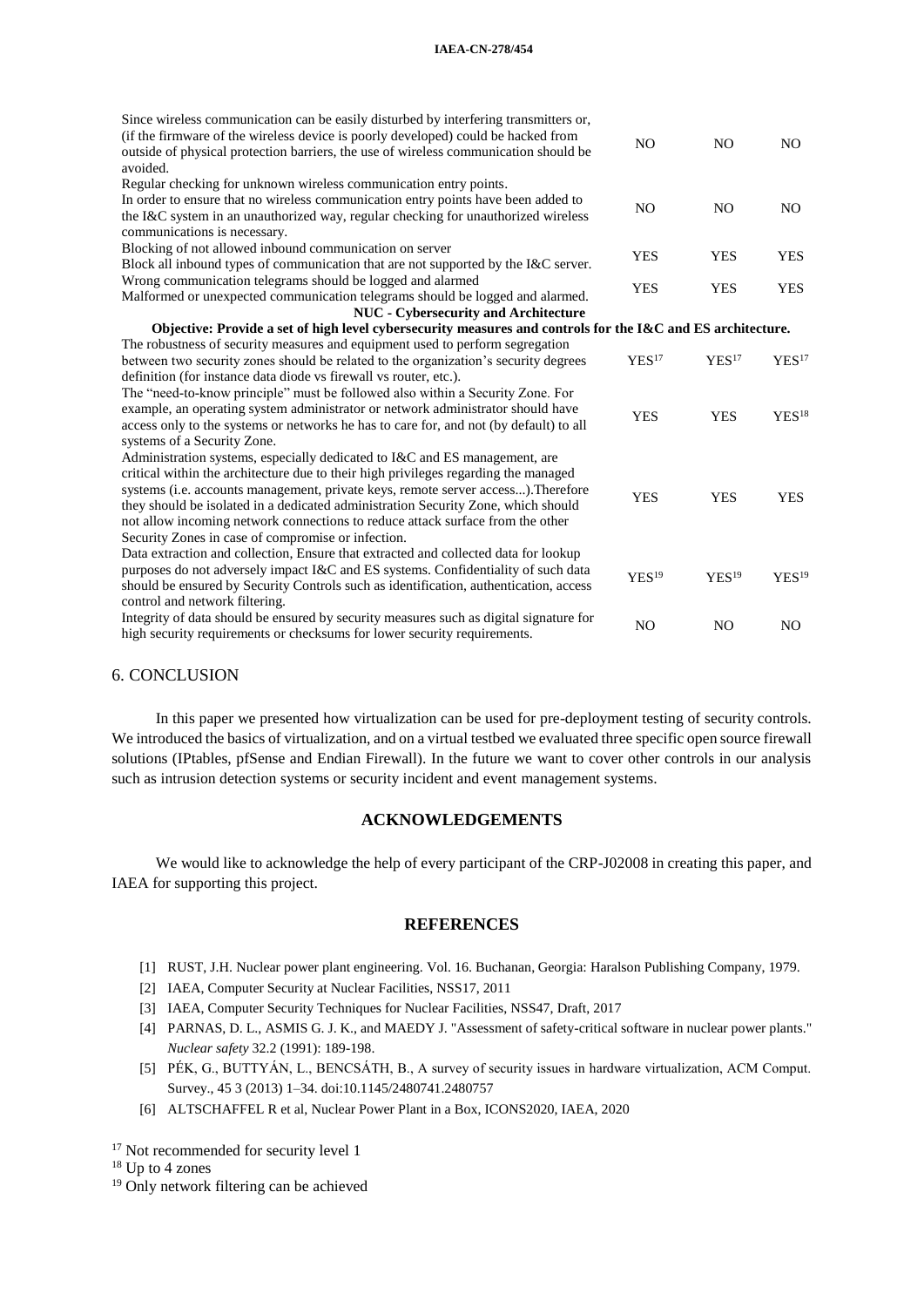| | | | |
|---|---|---|---|
| Since wireless communication can be easily disturbed by interfering transmitters or, (if the firmware of the wireless device is poorly developed) could be hacked from outside of physical protection barriers, the use of wireless communication should be avoided. | NO | NO | NO |
| Regular checking for unknown wireless communication entry points. In order to ensure that no wireless communication entry points have been added to the I&C system in an unauthorized way, regular checking for unauthorized wireless communications is necessary. | NO | NO | NO |
| Blocking of not allowed inbound communication on server Block all inbound types of communication that are not supported by the I&C server. | YES | YES | YES |
| Wrong communication telegrams should be logged and alarmed Malformed or unexpected communication telegrams should be logged and alarmed. | YES | YES | YES |
| **NUC - Cybersecurity and Architecture** | | | |
| **Objective: Provide a set of high level cybersecurity measures and controls for the I&C and ES architecture.** | | | |
| The robustness of security measures and equipment used to perform segregation between two security zones should be related to the organization's security degrees definition (for instance data diode vs firewall vs router, etc.). | YES[17] | YES[17] | YES[17] |
| The "need-to-know principle" must be followed also within a Security Zone. For example, an operating system administrator or network administrator should have access only to the systems or networks he has to care for, and not (by default) to all systems of a Security Zone. | YES | YES | YES[18] |
| Administration systems, especially dedicated to I&C and ES management, are critical within the architecture due to their high privileges regarding the managed systems (i.e. accounts management, private keys, remote server access...).Therefore they should be isolated in a dedicated administration Security Zone, which should not allow incoming network connections to reduce attack surface from the other Security Zones in case of compromise or infection. | YES | YES | YES |
| Data extraction and collection, Ensure that extracted and collected data for lookup purposes do not adversely impact I&C and ES systems. Confidentiality of such data should be ensured by Security Controls such as identification, authentication, access control and network filtering. | YES[19] | YES[19] | YES[19] |
| Integrity of data should be ensured by security measures such as digital signature for high security requirements or checksums for lower security requirements. | NO | NO | NO |

## 6. CONCLUSION

In this paper we presented how virtualization can be used for pre-deployment testing of security controls. We introduced the basics of virtualization, and on a virtual testbed we evaluated three specific open source firewall solutions (IPtables, pfSense and Endian Firewall). In the future we want to cover other controls in our analysis such as intrusion detection systems or security incident and event management systems.

## ACKNOWLEDGEMENTS

We would like to acknowledge the help of every participant of the CRP-J02008 in creating this paper, and IAEA for supporting this project.

## REFERENCES

[1] RUST, J.H. Nuclear power plant engineering. Vol. 16. Buchanan, Georgia: Haralson Publishing Company, 1979.

[2] IAEA, Computer Security at Nuclear Facilities, NSS17, 2011

[3] IAEA, Computer Security Techniques for Nuclear Facilities, NSS47, Draft, 2017

[4] PARNAS, D. L., ASMIS G. J. K., and MAEDY J. "Assessment of safety-critical software in nuclear power plants." *Nuclear safety* 32.2 (1991): 189-198.

[5] PÉK, G., BUTTYÁN, L., BENCSÁTH, B., A survey of security issues in hardware virtualization, ACM Comput. Survey., 45 3 (2013) 1–34. doi:10.1145/2480741.2480757

[6] ALTSCHAFFEL R et al, Nuclear Power Plant in a Box, ICONS2020, IAEA, 2020

[17] Not recommended for security level 1

[18] Up to 4 zones

[19] Only network filtering can be achieved